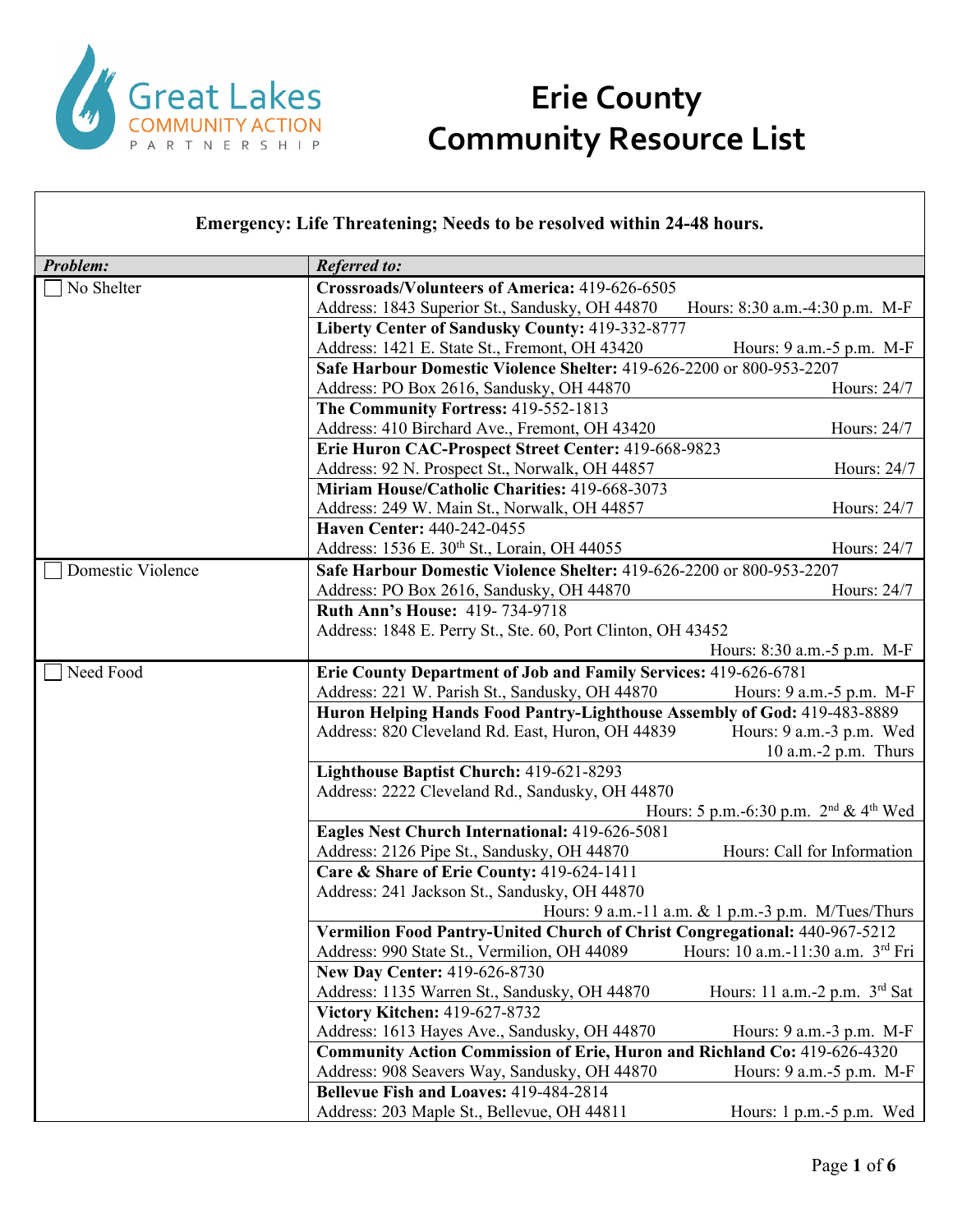Great Lakes COMMUNITY ACTION PARTNERSHIP

# Erie County Community Resource List

**Emergency: Life Threatening; Needs to be resolved within 24-48 hours.**

| ***Problem:*** | ***Referred to:*** |
|---|---|
| ☐ No Shelter | **Crossroads/Volunteers of America:** 419-626-6505<br>Address: 1843 Superior St., Sandusky, OH 44870 Hours: 8:30 a.m.-4:30 p.m. M-F |
| | **Liberty Center of Sandusky County:** 419-332-8777<br>Address: 1421 E. State St., Fremont, OH 43420 Hours: 9 a.m.-5 p.m. M-F |
| | **Safe Harbour Domestic Violence Shelter:** 419-626-2200 or 800-953-2207<br>Address: PO Box 2616, Sandusky, OH 44870 Hours: 24/7 |
| | **The Community Fortress:** 419-552-1813<br>Address: 410 Birchard Ave., Fremont, OH 43420 Hours: 24/7 |
| | **Erie Huron CAC-Prospect Street Center:** 419-668-9823<br>Address: 92 N. Prospect St., Norwalk, OH 44857 Hours: 24/7 |
| | **Miriam House/Catholic Charities:** 419-668-3073<br>Address: 249 W. Main St., Norwalk, OH 44857 Hours: 24/7 |
| | **Haven Center:** 440-242-0455<br>Address: 1536 E. 30th St., Lorain, OH 44055 Hours: 24/7 |
| ☐ Domestic Violence | **Safe Harbour Domestic Violence Shelter:** 419-626-2200 or 800-953-2207<br>Address: PO Box 2616, Sandusky, OH 44870 Hours: 24/7 |
| | **Ruth Ann's House:** 419- 734-9718<br>Address: 1848 E. Perry St., Ste. 60, Port Clinton, OH 43452<br>Hours: 8:30 a.m.-5 p.m. M-F |
| ☐ Need Food | **Erie County Department of Job and Family Services:** 419-626-6781<br>Address: 221 W. Parish St., Sandusky, OH 44870 Hours: 9 a.m.-5 p.m. M-F |
| | **Huron Helping Hands Food Pantry-Lighthouse Assembly of God:** 419-483-8889<br>Address: 820 Cleveland Rd. East, Huron, OH 44839 Hours: 9 a.m.-3 p.m. Wed<br>10 a.m.-2 p.m. Thurs |
| | **Lighthouse Baptist Church:** 419-621-8293<br>Address: 2222 Cleveland Rd., Sandusky, OH 44870<br>Hours: 5 p.m.-6:30 p.m. 2nd & 4th Wed |
| | **Eagles Nest Church International:** 419-626-5081<br>Address: 2126 Pipe St., Sandusky, OH 44870 Hours: Call for Information |
| | **Care & Share of Erie County:** 419-624-1411<br>Address: 241 Jackson St., Sandusky, OH 44870<br>Hours: 9 a.m.-11 a.m. & 1 p.m.-3 p.m. M/Tues/Thurs |
| | **Vermilion Food Pantry-United Church of Christ Congregational:** 440-967-5212<br>Address: 990 State St., Vermilion, OH 44089 Hours: 10 a.m.-11:30 a.m. 3rd Fri |
| | **New Day Center:** 419-626-8730<br>Address: 1135 Warren St., Sandusky, OH 44870 Hours: 11 a.m.-2 p.m. 3rd Sat |
| | **Victory Kitchen:** 419-627-8732<br>Address: 1613 Hayes Ave., Sandusky, OH 44870 Hours: 9 a.m.-3 p.m. M-F |
| | **Community Action Commission of Erie, Huron and Richland Co:** 419-626-4320<br>Address: 908 Seavers Way, Sandusky, OH 44870 Hours: 9 a.m.-5 p.m. M-F |
| | **Bellevue Fish and Loaves:** 419-484-2814<br>Address: 203 Maple St., Bellevue, OH 44811 Hours: 1 p.m.-5 p.m. Wed |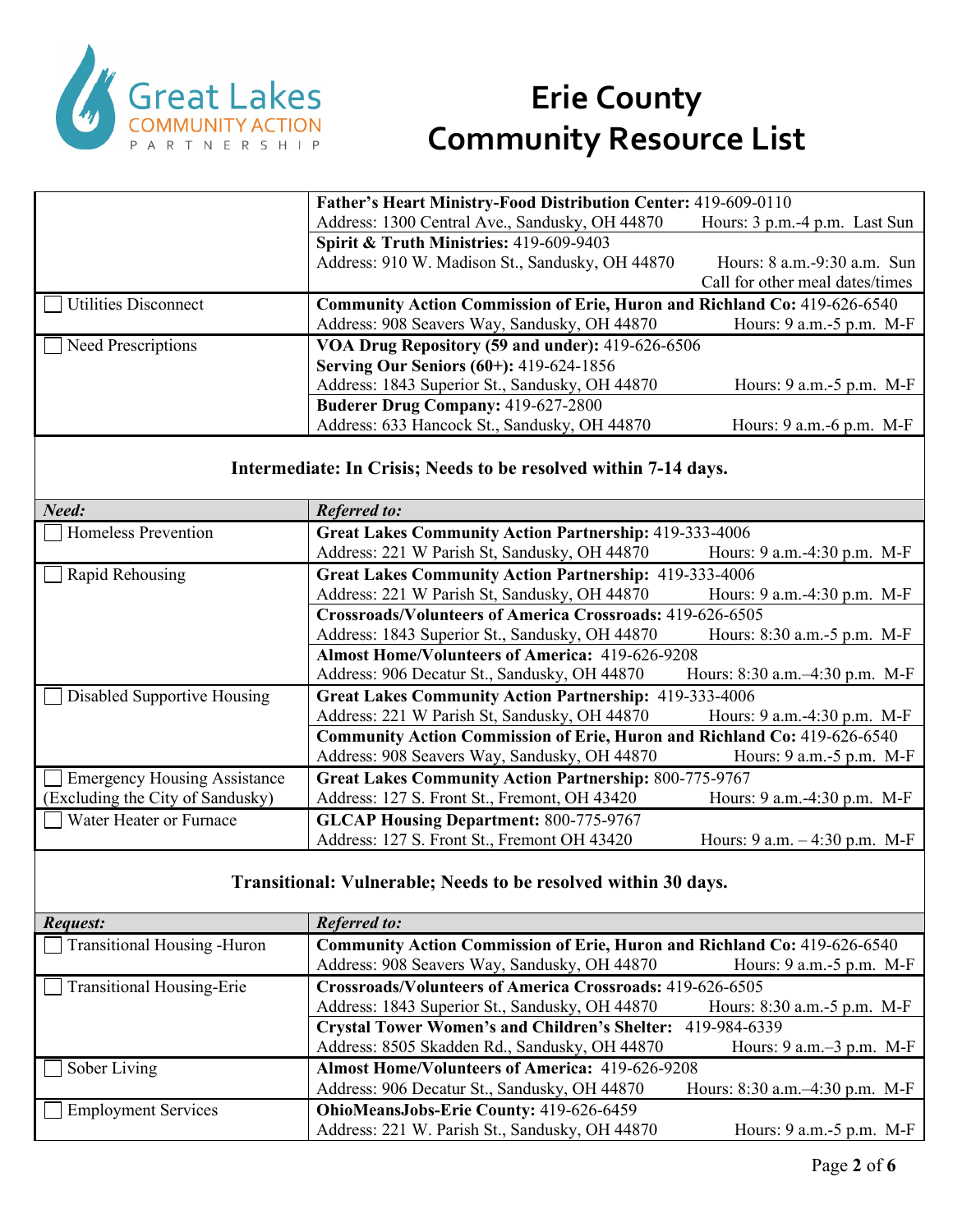# Erie County Community Resource List

| | |
|---|---|
| | **Father's Heart Ministry-Food Distribution Center:** 419-609-0110<br>Address: 1300 Central Ave., Sandusky, OH 44870 Hours: 3 p.m.-4 p.m. Last Sun |
| | **Spirit & Truth Ministries:** 419-609-9403<br>Address: 910 W. Madison St., Sandusky, OH 44870 Hours: 8 a.m.-9:30 a.m. Sun<br>Call for other meal dates/times |
| ☐ Utilities Disconnect | **Community Action Commission of Erie, Huron and Richland Co:** 419-626-6540<br>Address: 908 Seavers Way, Sandusky, OH 44870 Hours: 9 a.m.-5 p.m. M-F |
| ☐ Need Prescriptions | **VOA Drug Repository (59 and under):** 419-626-6506<br>**Serving Our Seniors (60+):** 419-624-1856<br>Address: 1843 Superior St., Sandusky, OH 44870 Hours: 9 a.m.-5 p.m. M-F |
| | **Buderer Drug Company:** 419-627-2800<br>Address: 633 Hancock St., Sandusky, OH 44870 Hours: 9 a.m.-6 p.m. M-F |

### Intermediate: In Crisis; Needs to be resolved within 7-14 days.

| ***Need:*** | ***Referred to:*** |
|---|---|
| ☐ Homeless Prevention | **Great Lakes Community Action Partnership:** 419-333-4006<br>Address: 221 W Parish St, Sandusky, OH 44870 Hours: 9 a.m.-4:30 p.m. M-F |
| ☐ Rapid Rehousing | **Great Lakes Community Action Partnership:** 419-333-4006<br>Address: 221 W Parish St, Sandusky, OH 44870 Hours: 9 a.m.-4:30 p.m. M-F |
| | **Crossroads/Volunteers of America Crossroads:** 419-626-6505<br>Address: 1843 Superior St., Sandusky, OH 44870 Hours: 8:30 a.m.-5 p.m. M-F |
| | **Almost Home/Volunteers of America:** 419-626-9208<br>Address: 906 Decatur St., Sandusky, OH 44870 Hours: 8:30 a.m.–4:30 p.m. M-F |
| ☐ Disabled Supportive Housing | **Great Lakes Community Action Partnership:** 419-333-4006<br>Address: 221 W Parish St, Sandusky, OH 44870 Hours: 9 a.m.-4:30 p.m. M-F |
| | **Community Action Commission of Erie, Huron and Richland Co:** 419-626-6540<br>Address: 908 Seavers Way, Sandusky, OH 44870 Hours: 9 a.m.-5 p.m. M-F |
| ☐ Emergency Housing Assistance (Excluding the City of Sandusky) | **Great Lakes Community Action Partnership:** 800-775-9767<br>Address: 127 S. Front St., Fremont, OH 43420 Hours: 9 a.m.-4:30 p.m. M-F |
| ☐ Water Heater or Furnace | **GLCAP Housing Department:** 800-775-9767<br>Address: 127 S. Front St., Fremont OH 43420 Hours: 9 a.m. – 4:30 p.m. M-F |

### Transitional: Vulnerable; Needs to be resolved within 30 days.

| ***Request:*** | ***Referred to:*** |
|---|---|
| ☐ Transitional Housing -Huron | **Community Action Commission of Erie, Huron and Richland Co:** 419-626-6540<br>Address: 908 Seavers Way, Sandusky, OH 44870 Hours: 9 a.m.-5 p.m. M-F |
| ☐ Transitional Housing-Erie | **Crossroads/Volunteers of America Crossroads:** 419-626-6505<br>Address: 1843 Superior St., Sandusky, OH 44870 Hours: 8:30 a.m.-5 p.m. M-F |
| | **Crystal Tower Women's and Children's Shelter:** 419-984-6339<br>Address: 8505 Skadden Rd., Sandusky, OH 44870 Hours: 9 a.m.–3 p.m. M-F |
| ☐ Sober Living | **Almost Home/Volunteers of America:** 419-626-9208<br>Address: 906 Decatur St., Sandusky, OH 44870 Hours: 8:30 a.m.–4:30 p.m. M-F |
| ☐ Employment Services | **OhioMeansJobs-Erie County:** 419-626-6459<br>Address: 221 W. Parish St., Sandusky, OH 44870 Hours: 9 a.m.-5 p.m. M-F |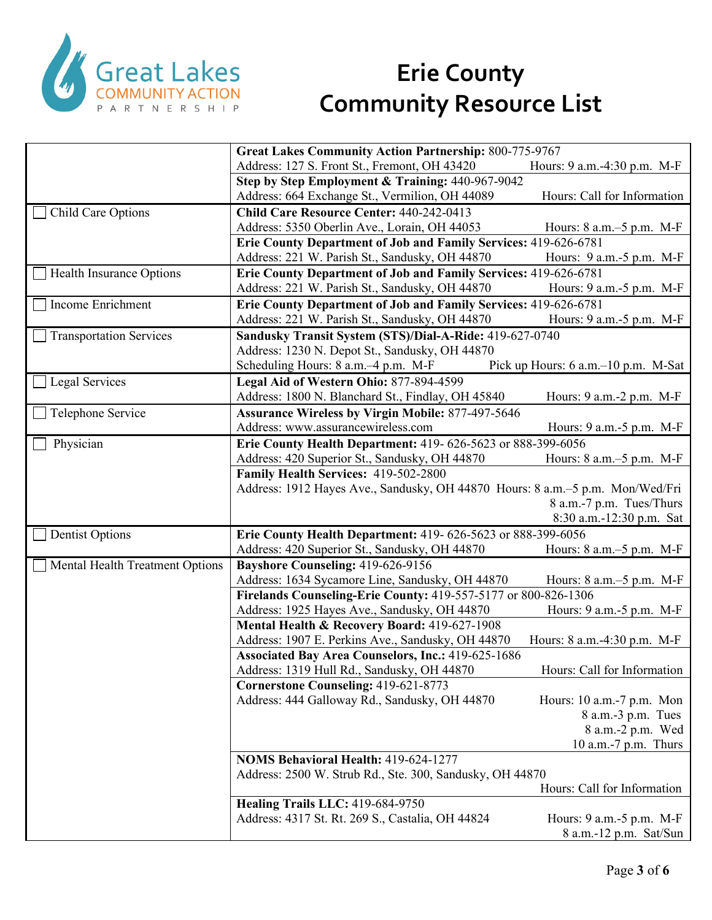# Erie County Community Resource List

| Resource Type | Provider Information |
| --- | --- |
| | **Great Lakes Community Action Partnership:** 800-775-9767<br>Address: 127 S. Front St., Fremont, OH 43420 Hours: 9 a.m.-4:30 p.m. M-F |
| | **Step by Step Employment & Training:** 440-967-9042<br>Address: 664 Exchange St., Vermilion, OH 44089 Hours: Call for Information |
| ☐ Child Care Options | **Child Care Resource Center:** 440-242-0413<br>Address: 5350 Oberlin Ave., Lorain, OH 44053 Hours: 8 a.m.–5 p.m. M-F |
| | **Erie County Department of Job and Family Services:** 419-626-6781<br>Address: 221 W. Parish St., Sandusky, OH 44870 Hours: 9 a.m.-5 p.m. M-F |
| ☐ Health Insurance Options | **Erie County Department of Job and Family Services:** 419-626-6781<br>Address: 221 W. Parish St., Sandusky, OH 44870 Hours: 9 a.m.-5 p.m. M-F |
| ☐ Income Enrichment | **Erie County Department of Job and Family Services:** 419-626-6781<br>Address: 221 W. Parish St., Sandusky, OH 44870 Hours: 9 a.m.-5 p.m. M-F |
| ☐ Transportation Services | **Sandusky Transit System (STS)/Dial-A-Ride:** 419-627-0740<br>Address: 1230 N. Depot St., Sandusky, OH 44870<br>Scheduling Hours: 8 a.m.–4 p.m. M-F Pick up Hours: 6 a.m.–10 p.m. M-Sat |
| ☐ Legal Services | **Legal Aid of Western Ohio:** 877-894-4599<br>Address: 1800 N. Blanchard St., Findlay, OH 45840 Hours: 9 a.m.-2 p.m. M-F |
| ☐ Telephone Service | **Assurance Wireless by Virgin Mobile:** 877-497-5646<br>Address: www.assurancewireless.com Hours: 9 a.m.-5 p.m. M-F |
| ☐ Physician | **Erie County Health Department:** 419- 626-5623 or 888-399-6056<br>Address: 420 Superior St., Sandusky, OH 44870 Hours: 8 a.m.–5 p.m. M-F |
| | **Family Health Services:** 419-502-2800<br>Address: 1912 Hayes Ave., Sandusky, OH 44870 Hours: 8 a.m.–5 p.m. Mon/Wed/Fri<br>8 a.m.-7 p.m. Tues/Thurs<br>8:30 a.m.-12:30 p.m. Sat |
| ☐ Dentist Options | **Erie County Health Department:** 419- 626-5623 or 888-399-6056<br>Address: 420 Superior St., Sandusky, OH 44870 Hours: 8 a.m.–5 p.m. M-F |
| ☐ Mental Health Treatment Options | **Bayshore Counseling:** 419-626-9156<br>Address: 1634 Sycamore Line, Sandusky, OH 44870 Hours: 8 a.m.–5 p.m. M-F |
| | **Firelands Counseling-Erie County:** 419-557-5177 or 800-826-1306<br>Address: 1925 Hayes Ave., Sandusky, OH 44870 Hours: 9 a.m.-5 p.m. M-F |
| | **Mental Health & Recovery Board:** 419-627-1908<br>Address: 1907 E. Perkins Ave., Sandusky, OH 44870 Hours: 8 a.m.-4:30 p.m. M-F |
| | **Associated Bay Area Counselors, Inc.:** 419-625-1686<br>Address: 1319 Hull Rd., Sandusky, OH 44870 Hours: Call for Information |
| | **Cornerstone Counseling:** 419-621-8773<br>Address: 444 Galloway Rd., Sandusky, OH 44870 Hours: 10 a.m.-7 p.m. Mon<br>8 a.m.-3 p.m. Tues<br>8 a.m.-2 p.m. Wed<br>10 a.m.-7 p.m. Thurs |
| | **NOMS Behavioral Health:** 419-624-1277<br>Address: 2500 W. Strub Rd., Ste. 300, Sandusky, OH 44870<br>Hours: Call for Information |
| | **Healing Trails LLC:** 419-684-9750<br>Address: 4317 St. Rt. 269 S., Castalia, OH 44824 Hours: 9 a.m.-5 p.m. M-F<br>8 a.m.-12 p.m. Sat/Sun |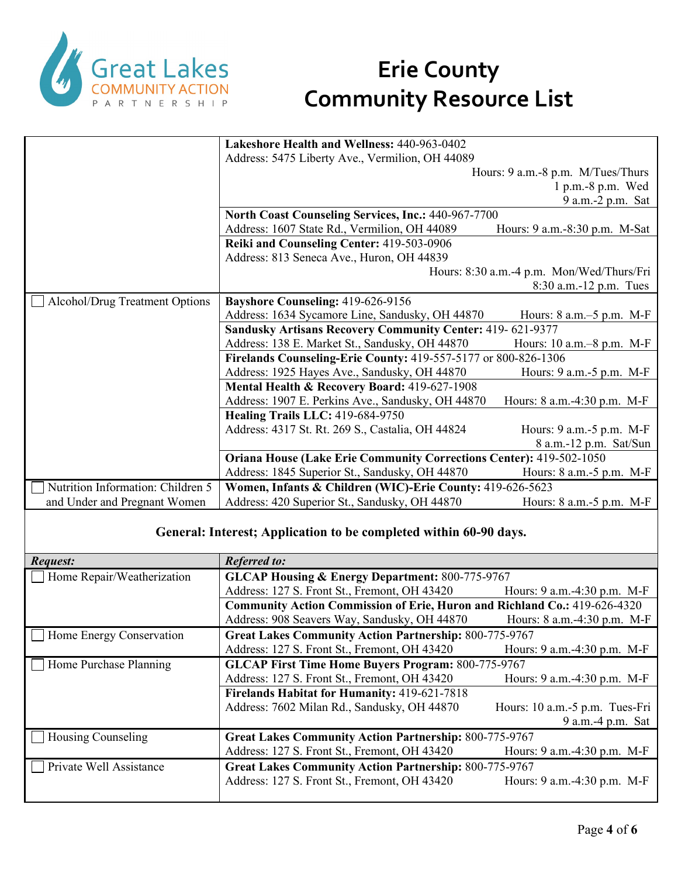# Erie County
# Community Resource List

| | |
|---|---|
| | **Lakeshore Health and Wellness:** 440-963-0402<br>Address: 5475 Liberty Ave., Vermilion, OH 44089<br>Hours: 9 a.m.-8 p.m. M/Tues/Thurs<br>1 p.m.-8 p.m. Wed<br>9 a.m.-2 p.m. Sat |
| | **North Coast Counseling Services, Inc.:** 440-967-7700<br>Address: 1607 State Rd., Vermilion, OH 44089 Hours: 9 a.m.-8:30 p.m. M-Sat |
| | **Reiki and Counseling Center:** 419-503-0906<br>Address: 813 Seneca Ave., Huron, OH 44839<br>Hours: 8:30 a.m.-4 p.m. Mon/Wed/Thurs/Fri<br>8:30 a.m.-12 p.m. Tues |
| ☐ Alcohol/Drug Treatment Options | **Bayshore Counseling:** 419-626-9156<br>Address: 1634 Sycamore Line, Sandusky, OH 44870 Hours: 8 a.m.–5 p.m. M-F |
| | **Sandusky Artisans Recovery Community Center:** 419- 621-9377<br>Address: 138 E. Market St., Sandusky, OH 44870 Hours: 10 a.m.–8 p.m. M-F |
| | **Firelands Counseling-Erie County:** 419-557-5177 or 800-826-1306<br>Address: 1925 Hayes Ave., Sandusky, OH 44870 Hours: 9 a.m.-5 p.m. M-F |
| | **Mental Health & Recovery Board:** 419-627-1908<br>Address: 1907 E. Perkins Ave., Sandusky, OH 44870 Hours: 8 a.m.-4:30 p.m. M-F |
| | **Healing Trails LLC:** 419-684-9750<br>Address: 4317 St. Rt. 269 S., Castalia, OH 44824 Hours: 9 a.m.-5 p.m. M-F<br>8 a.m.-12 p.m. Sat/Sun |
| | **Oriana House (Lake Erie Community Corrections Center):** 419-502-1050<br>Address: 1845 Superior St., Sandusky, OH 44870 Hours: 8 a.m.-5 p.m. M-F |
| ☐ Nutrition Information: Children 5 and Under and Pregnant Women | **Women, Infants & Children (WIC)-Erie County:** 419-626-5623<br>Address: 420 Superior St., Sandusky, OH 44870 Hours: 8 a.m.-5 p.m. M-F |

**General: Interest; Application to be completed within 60-90 days.**

| ***Request:*** | ***Referred to:*** |
|---|---|
| ☐ Home Repair/Weatherization | **GLCAP Housing & Energy Department:** 800-775-9767<br>Address: 127 S. Front St., Fremont, OH 43420 Hours: 9 a.m.-4:30 p.m. M-F |
| | **Community Action Commission of Erie, Huron and Richland Co.:** 419-626-4320<br>Address: 908 Seavers Way, Sandusky, OH 44870 Hours: 8 a.m.-4:30 p.m. M-F |
| ☐ Home Energy Conservation | **Great Lakes Community Action Partnership:** 800-775-9767<br>Address: 127 S. Front St., Fremont, OH 43420 Hours: 9 a.m.-4:30 p.m. M-F |
| ☐ Home Purchase Planning | **GLCAP First Time Home Buyers Program:** 800-775-9767<br>Address: 127 S. Front St., Fremont, OH 43420 Hours: 9 a.m.-4:30 p.m. M-F |
| | **Firelands Habitat for Humanity:** 419-621-7818<br>Address: 7602 Milan Rd., Sandusky, OH 44870 Hours: 10 a.m.-5 p.m. Tues-Fri<br>9 a.m.-4 p.m. Sat |
| ☐ Housing Counseling | **Great Lakes Community Action Partnership:** 800-775-9767<br>Address: 127 S. Front St., Fremont, OH 43420 Hours: 9 a.m.-4:30 p.m. M-F |
| ☐ Private Well Assistance | **Great Lakes Community Action Partnership:** 800-775-9767<br>Address: 127 S. Front St., Fremont, OH 43420 Hours: 9 a.m.-4:30 p.m. M-F |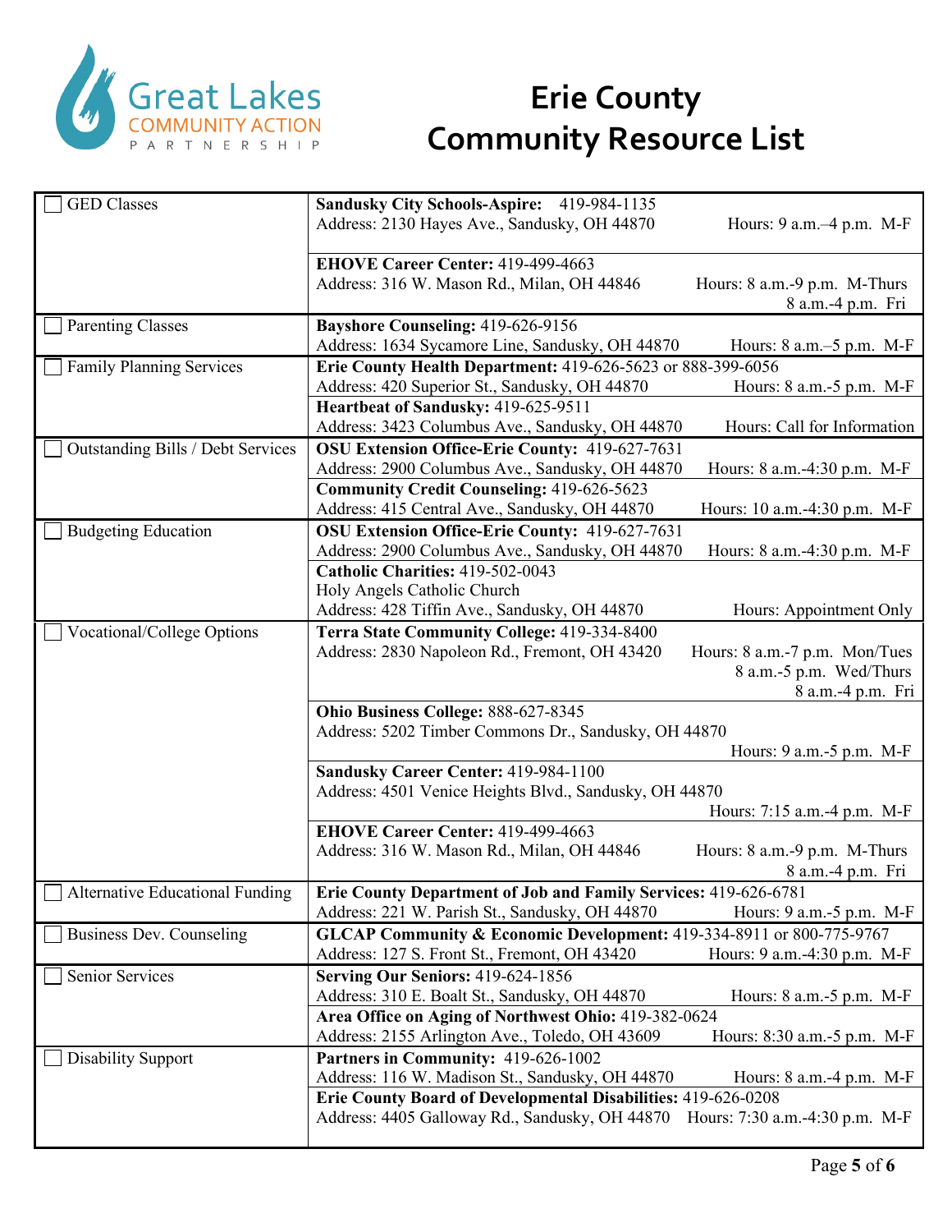# Erie County Community Resource List

| Service | Provider |
| --- | --- |
| ☐ GED Classes | **Sandusky City Schools-Aspire:** 419-984-1135<br>Address: 2130 Hayes Ave., Sandusky, OH 44870 Hours: 9 a.m.–4 p.m. M-F<br><br>**EHOVE Career Center:** 419-499-4663<br>Address: 316 W. Mason Rd., Milan, OH 44846 Hours: 8 a.m.-9 p.m. M-Thurs, 8 a.m.-4 p.m. Fri |
| ☐ Parenting Classes | **Bayshore Counseling:** 419-626-9156<br>Address: 1634 Sycamore Line, Sandusky, OH 44870 Hours: 8 a.m.–5 p.m. M-F |
| ☐ Family Planning Services | **Erie County Health Department:** 419-626-5623 or 888-399-6056<br>Address: 420 Superior St., Sandusky, OH 44870 Hours: 8 a.m.-5 p.m. M-F |
| | **Heartbeat of Sandusky:** 419-625-9511<br>Address: 3423 Columbus Ave., Sandusky, OH 44870 Hours: Call for Information |
| ☐ Outstanding Bills / Debt Services | **OSU Extension Office-Erie County:** 419-627-7631<br>Address: 2900 Columbus Ave., Sandusky, OH 44870 Hours: 8 a.m.-4:30 p.m. M-F |
| | **Community Credit Counseling:** 419-626-5623<br>Address: 415 Central Ave., Sandusky, OH 44870 Hours: 10 a.m.-4:30 p.m. M-F |
| ☐ Budgeting Education | **OSU Extension Office-Erie County:** 419-627-7631<br>Address: 2900 Columbus Ave., Sandusky, OH 44870 Hours: 8 a.m.-4:30 p.m. M-F |
| | **Catholic Charities:** 419-502-0043<br>Holy Angels Catholic Church<br>Address: 428 Tiffin Ave., Sandusky, OH 44870 Hours: Appointment Only |
| ☐ Vocational/College Options | **Terra State Community College:** 419-334-8400<br>Address: 2830 Napoleon Rd., Fremont, OH 43420 Hours: 8 a.m.-7 p.m. Mon/Tues, 8 a.m.-5 p.m. Wed/Thurs, 8 a.m.-4 p.m. Fri |
| | **Ohio Business College:** 888-627-8345<br>Address: 5202 Timber Commons Dr., Sandusky, OH 44870<br>Hours: 9 a.m.-5 p.m. M-F |
| | **Sandusky Career Center:** 419-984-1100<br>Address: 4501 Venice Heights Blvd., Sandusky, OH 44870<br>Hours: 7:15 a.m.-4 p.m. M-F |
| | **EHOVE Career Center:** 419-499-4663<br>Address: 316 W. Mason Rd., Milan, OH 44846 Hours: 8 a.m.-9 p.m. M-Thurs, 8 a.m.-4 p.m. Fri |
| ☐ Alternative Educational Funding | **Erie County Department of Job and Family Services:** 419-626-6781<br>Address: 221 W. Parish St., Sandusky, OH 44870 Hours: 9 a.m.-5 p.m. M-F |
| ☐ Business Dev. Counseling | **GLCAP Community & Economic Development:** 419-334-8911 or 800-775-9767<br>Address: 127 S. Front St., Fremont, OH 43420 Hours: 9 a.m.-4:30 p.m. M-F |
| ☐ Senior Services | **Serving Our Seniors:** 419-624-1856<br>Address: 310 E. Boalt St., Sandusky, OH 44870 Hours: 8 a.m.-5 p.m. M-F |
| | **Area Office on Aging of Northwest Ohio:** 419-382-0624<br>Address: 2155 Arlington Ave., Toledo, OH 43609 Hours: 8:30 a.m.-5 p.m. M-F |
| ☐ Disability Support | **Partners in Community:** 419-626-1002<br>Address: 116 W. Madison St., Sandusky, OH 44870 Hours: 8 a.m.-4 p.m. M-F |
| | **Erie County Board of Developmental Disabilities:** 419-626-0208<br>Address: 4405 Galloway Rd., Sandusky, OH 44870 Hours: 7:30 a.m.-4:30 p.m. M-F |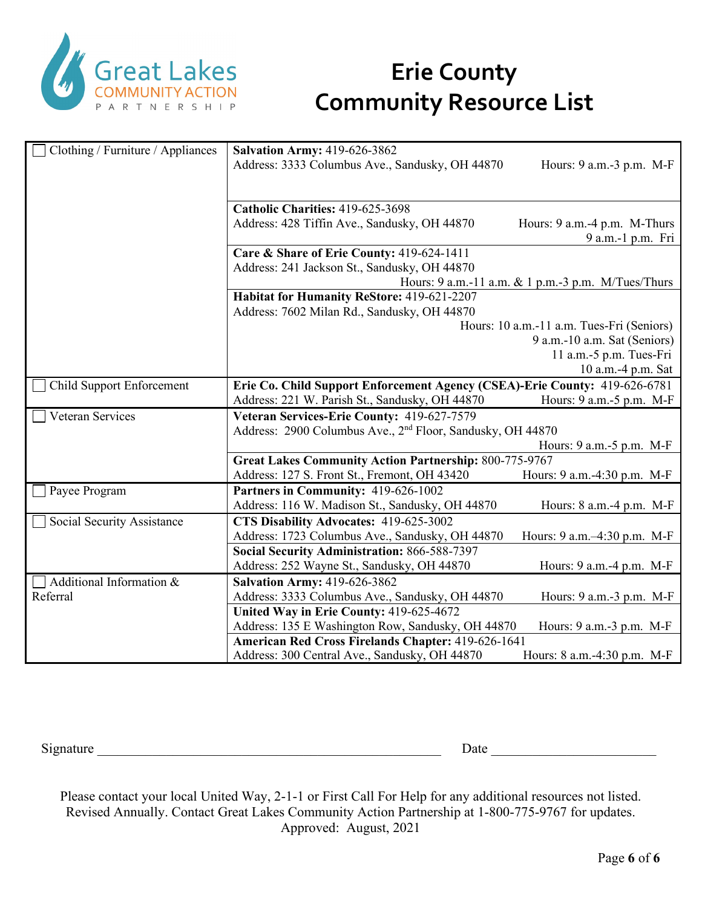Great Lakes COMMUNITY ACTION PARTNERSHIP

# Erie County Community Resource List

| | |
|---|---|
| ☐ Clothing / Furniture / Appliances | **Salvation Army:** 419-626-3862<br>Address: 3333 Columbus Ave., Sandusky, OH 44870 Hours: 9 a.m.-3 p.m. M-F |
| | **Catholic Charities:** 419-625-3698<br>Address: 428 Tiffin Ave., Sandusky, OH 44870 Hours: 9 a.m.-4 p.m. M-Thurs<br>9 a.m.-1 p.m. Fri |
| | **Care & Share of Erie County:** 419-624-1411<br>Address: 241 Jackson St., Sandusky, OH 44870<br>Hours: 9 a.m.-11 a.m. & 1 p.m.-3 p.m. M/Tues/Thurs |
| | **Habitat for Humanity ReStore:** 419-621-2207<br>Address: 7602 Milan Rd., Sandusky, OH 44870<br>Hours: 10 a.m.-11 a.m. Tues-Fri (Seniors)<br>9 a.m.-10 a.m. Sat (Seniors)<br>11 a.m.-5 p.m. Tues-Fri<br>10 a.m.-4 p.m. Sat |
| ☐ Child Support Enforcement | **Erie Co. Child Support Enforcement Agency (CSEA)-Erie County:** 419-626-6781<br>Address: 221 W. Parish St., Sandusky, OH 44870 Hours: 9 a.m.-5 p.m. M-F |
| ☐ Veteran Services | **Veteran Services-Erie County:** 419-627-7579<br>Address: 2900 Columbus Ave., 2nd Floor, Sandusky, OH 44870<br>Hours: 9 a.m.-5 p.m. M-F |
| | **Great Lakes Community Action Partnership:** 800-775-9767<br>Address: 127 S. Front St., Fremont, OH 43420 Hours: 9 a.m.-4:30 p.m. M-F |
| ☐ Payee Program | **Partners in Community:** 419-626-1002<br>Address: 116 W. Madison St., Sandusky, OH 44870 Hours: 8 a.m.-4 p.m. M-F |
| ☐ Social Security Assistance | **CTS Disability Advocates:** 419-625-3002<br>Address: 1723 Columbus Ave., Sandusky, OH 44870 Hours: 9 a.m.–4:30 p.m. M-F |
| | **Social Security Administration:** 866-588-7397<br>Address: 252 Wayne St., Sandusky, OH 44870 Hours: 9 a.m.-4 p.m. M-F |
| ☐ Additional Information & Referral | **Salvation Army:** 419-626-3862<br>Address: 3333 Columbus Ave., Sandusky, OH 44870 Hours: 9 a.m.-3 p.m. M-F |
| | **United Way in Erie County:** 419-625-4672<br>Address: 135 E Washington Row, Sandusky, OH 44870 Hours: 9 a.m.-3 p.m. M-F |
| | **American Red Cross Firelands Chapter:** 419-626-1641<br>Address: 300 Central Ave., Sandusky, OH 44870 Hours: 8 a.m.-4:30 p.m. M-F |

Signature ______________________________ Date ____________________

Please contact your local United Way, 2-1-1 or First Call For Help for any additional resources not listed.
Revised Annually. Contact Great Lakes Community Action Partnership at 1-800-775-9767 for updates.
Approved: August, 2021